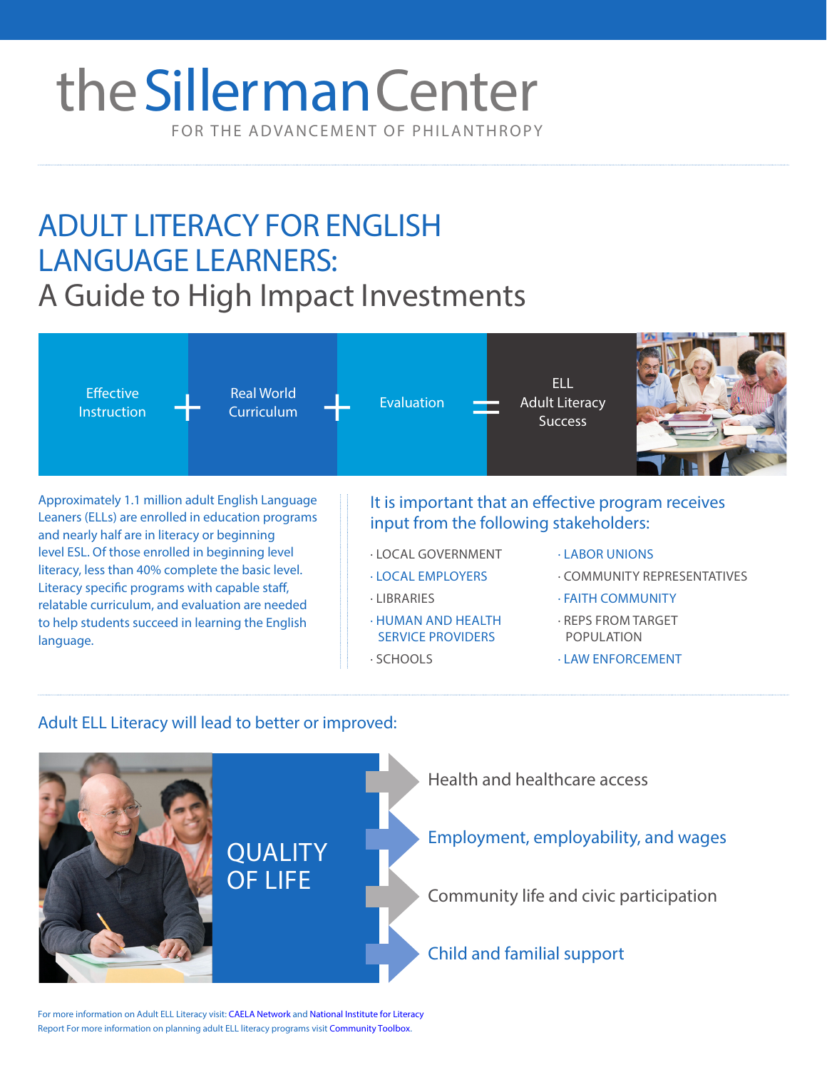# the Sillerman Center

FOR THE ADVANCEMENT OF PHILANTHROPY

## ADULT LITERACY FOR ENGLISH LANGUAGE LEARNERS:

## A Guide to High Impact Investments

Effective Instruction + Real World Curriculum + Evaluation = ELL Adult Literacy Success

Approximately 1.1 million adult English Language Leaners (ELLs) are enrolled in education programs and nearly half are in literacy or beginning level ESL. Of those enrolled in beginning level literacy, less than 40% complete the basic level. Literacy specific programs with capable staff, relatable curriculum, and evaluation are needed to help students succeed in learning the English language.

### It is important that an effective program receives input from the following stakeholders:

- LOCAL GOVERNMENT
- LOCAL EMPLOYERS
- LIBRARIES
- HUMAN AND HEALTH SERVICE PROVIDERS
- SCHOOLS
- LABOR UNIONS
- COMMUNITY REPRESENTATIVES
- FAITH COMMUNITY
- REPS FROM TARGET POPULATION
- LAW ENFORCEMENT

### Adult ELL Literacy will lead to better or improved:

QUALITY OF LIFE

- Health and healthcare access
- Employment, employability, and wages
- Community life and civic participation
- Child and familial support

For more information on Adult ELL Literacy visit: CAELA Network and National Institute for Literacy Report For more information on planning adult ELL literacy programs visit Community Toolbox.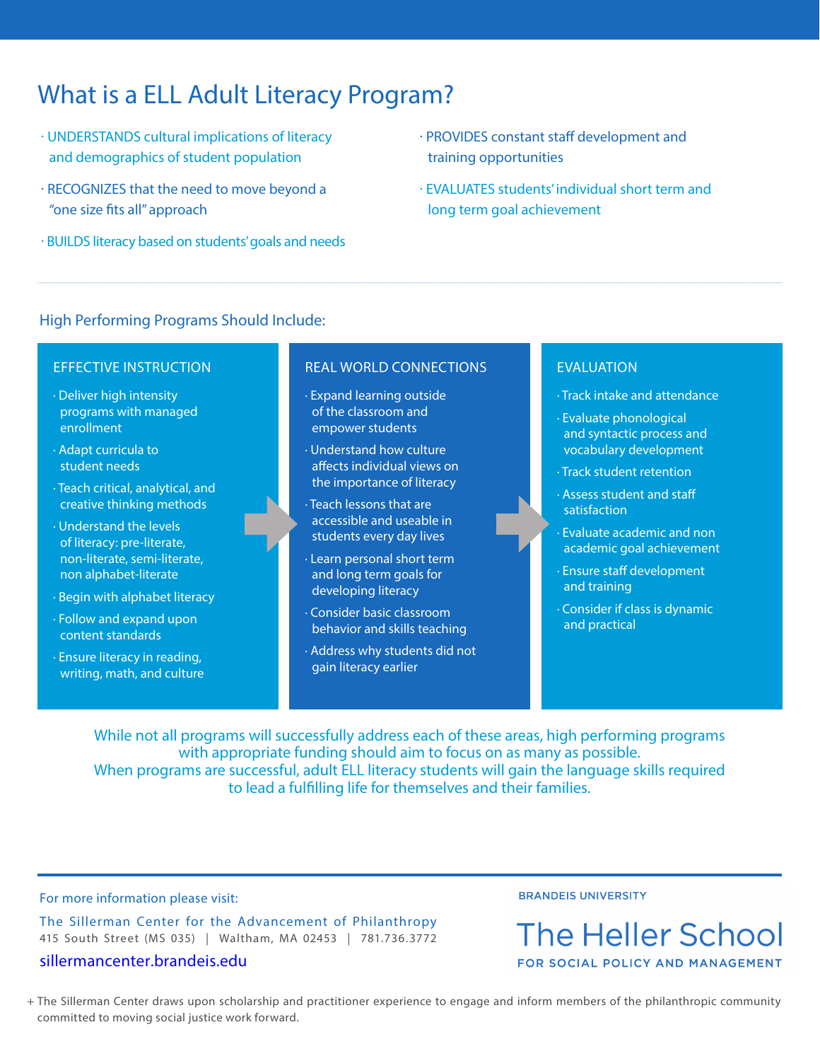# What is a ELL Adult Literacy Program?

- UNDERSTANDS cultural implications of literacy and demographics of student population
- RECOGNIZES that the need to move beyond a "one size fits all" approach
- BUILDS literacy based on students' goals and needs
- PROVIDES constant staff development and training opportunities
- EVALUATES students' individual short term and long term goal achievement

## High Performing Programs Should Include:

### EFFECTIVE INSTRUCTION

- Deliver high intensity programs with managed enrollment
- Adapt curricula to student needs
- Teach critical, analytical, and creative thinking methods
- Understand the levels of literacy: pre-literate, non-literate, semi-literate, non alphabet-literate
- Begin with alphabet literacy
- Follow and expand upon content standards
- Ensure literacy in reading, writing, math, and culture

### REAL WORLD CONNECTIONS

- Expand learning outside of the classroom and empower students
- Understand how culture affects individual views on the importance of literacy
- Teach lessons that are accessible and useable in students every day lives
- Learn personal short term and long term goals for developing literacy
- Consider basic classroom behavior and skills teaching
- Address why students did not gain literacy earlier

### EVALUATION

- Track intake and attendance
- Evaluate phonological and syntactic process and vocabulary development
- Track student retention
- Assess student and staff satisfaction
- Evaluate academic and non academic goal achievement
- Ensure staff development and training
- Consider if class is dynamic and practical

While not all programs will successfully address each of these areas, high performing programs with appropriate funding should aim to focus on as many as possible.
When programs are successful, adult ELL literacy students will gain the language skills required to lead a fulfilling life for themselves and their families.

For more information please visit:

The Sillerman Center for the Advancement of Philanthropy
415 South Street (MS 035) | Waltham, MA 02453 | 781.736.3772

sillermancenter.brandeis.edu

BRANDEIS UNIVERSITY
The Heller School
FOR SOCIAL POLICY AND MANAGEMENT

+ The Sillerman Center draws upon scholarship and practitioner experience to engage and inform members of the philanthropic community committed to moving social justice work forward.